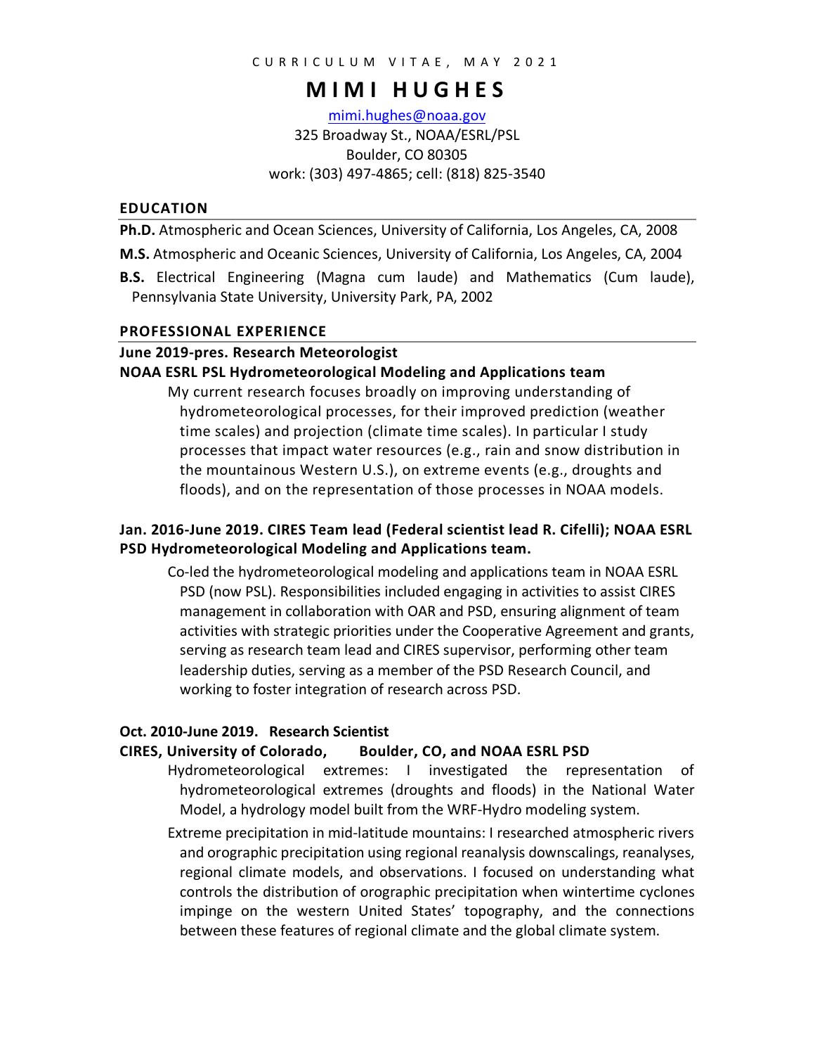CURRICULUM VITAE, MAY 2021

# MIMI HUGHES

mimi.hughes@noaa.gov
325 Broadway St., NOAA/ESRL/PSL
Boulder, CO 80305
work: (303) 497-4865; cell: (818) 825-3540

## EDUCATION

**Ph.D.** Atmospheric and Ocean Sciences, University of California, Los Angeles, CA, 2008

**M.S.** Atmospheric and Oceanic Sciences, University of California, Los Angeles, CA, 2004

**B.S.** Electrical Engineering (Magna cum laude) and Mathematics (Cum laude), Pennsylvania State University, University Park, PA, 2002

## PROFESSIONAL EXPERIENCE

**June 2019-pres. Research Meteorologist**
**NOAA ESRL PSL Hydrometeorological Modeling and Applications team**

My current research focuses broadly on improving understanding of hydrometeorological processes, for their improved prediction (weather time scales) and projection (climate time scales). In particular I study processes that impact water resources (e.g., rain and snow distribution in the mountainous Western U.S.), on extreme events (e.g., droughts and floods), and on the representation of those processes in NOAA models.

**Jan. 2016-June 2019. CIRES Team lead (Federal scientist lead R. Cifelli); NOAA ESRL PSD Hydrometeorological Modeling and Applications team.**

Co-led the hydrometeorological modeling and applications team in NOAA ESRL PSD (now PSL). Responsibilities included engaging in activities to assist CIRES management in collaboration with OAR and PSD, ensuring alignment of team activities with strategic priorities under the Cooperative Agreement and grants, serving as research team lead and CIRES supervisor, performing other team leadership duties, serving as a member of the PSD Research Council, and working to foster integration of research across PSD.

**Oct. 2010-June 2019. Research Scientist**
**CIRES, University of Colorado, Boulder, CO, and NOAA ESRL PSD**

Hydrometeorological extremes: I investigated the representation of hydrometeorological extremes (droughts and floods) in the National Water Model, a hydrology model built from the WRF-Hydro modeling system.

Extreme precipitation in mid-latitude mountains: I researched atmospheric rivers and orographic precipitation using regional reanalysis downscalings, reanalyses, regional climate models, and observations. I focused on understanding what controls the distribution of orographic precipitation when wintertime cyclones impinge on the western United States' topography, and the connections between these features of regional climate and the global climate system.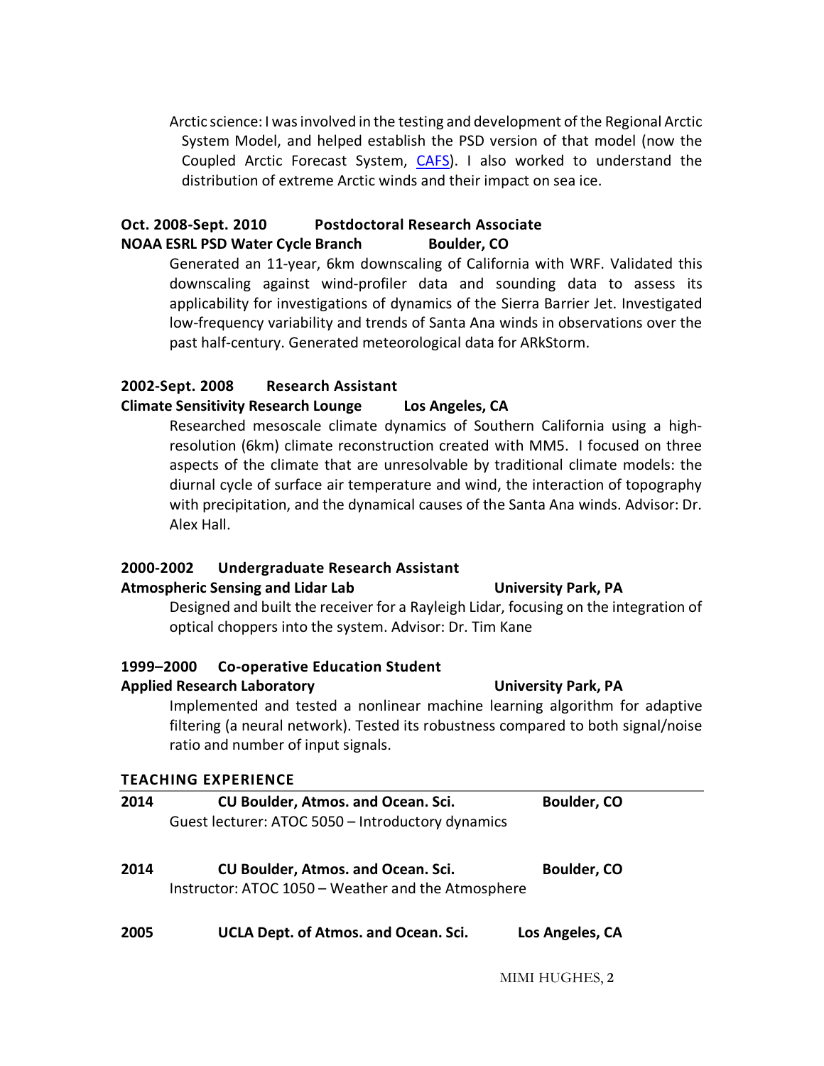Arctic science: I was involved in the testing and development of the Regional Arctic System Model, and helped establish the PSD version of that model (now the Coupled Arctic Forecast System, [CAFS]). I also worked to understand the distribution of extreme Arctic winds and their impact on sea ice.

**Oct. 2008-Sept. 2010 Postdoctoral Research Associate**
**NOAA ESRL PSD Water Cycle Branch Boulder, CO**

Generated an 11-year, 6km downscaling of California with WRF. Validated this downscaling against wind-profiler data and sounding data to assess its applicability for investigations of dynamics of the Sierra Barrier Jet. Investigated low-frequency variability and trends of Santa Ana winds in observations over the past half-century. Generated meteorological data for ARkStorm.

**2002-Sept. 2008 Research Assistant**
**Climate Sensitivity Research Lounge Los Angeles, CA**

Researched mesoscale climate dynamics of Southern California using a high-resolution (6km) climate reconstruction created with MM5. I focused on three aspects of the climate that are unresolvable by traditional climate models: the diurnal cycle of surface air temperature and wind, the interaction of topography with precipitation, and the dynamical causes of the Santa Ana winds. Advisor: Dr. Alex Hall.

**2000-2002 Undergraduate Research Assistant**
**Atmospheric Sensing and Lidar Lab University Park, PA**

Designed and built the receiver for a Rayleigh Lidar, focusing on the integration of optical choppers into the system. Advisor: Dr. Tim Kane

**1999–2000 Co-operative Education Student**
**Applied Research Laboratory University Park, PA**

Implemented and tested a nonlinear machine learning algorithm for adaptive filtering (a neural network). Tested its robustness compared to both signal/noise ratio and number of input signals.

## TEACHING EXPERIENCE

**2014 CU Boulder, Atmos. and Ocean. Sci. Boulder, CO**
Guest lecturer: ATOC 5050 – Introductory dynamics

**2014 CU Boulder, Atmos. and Ocean. Sci. Boulder, CO**
Instructor: ATOC 1050 – Weather and the Atmosphere

**2005 UCLA Dept. of Atmos. and Ocean. Sci. Los Angeles, CA**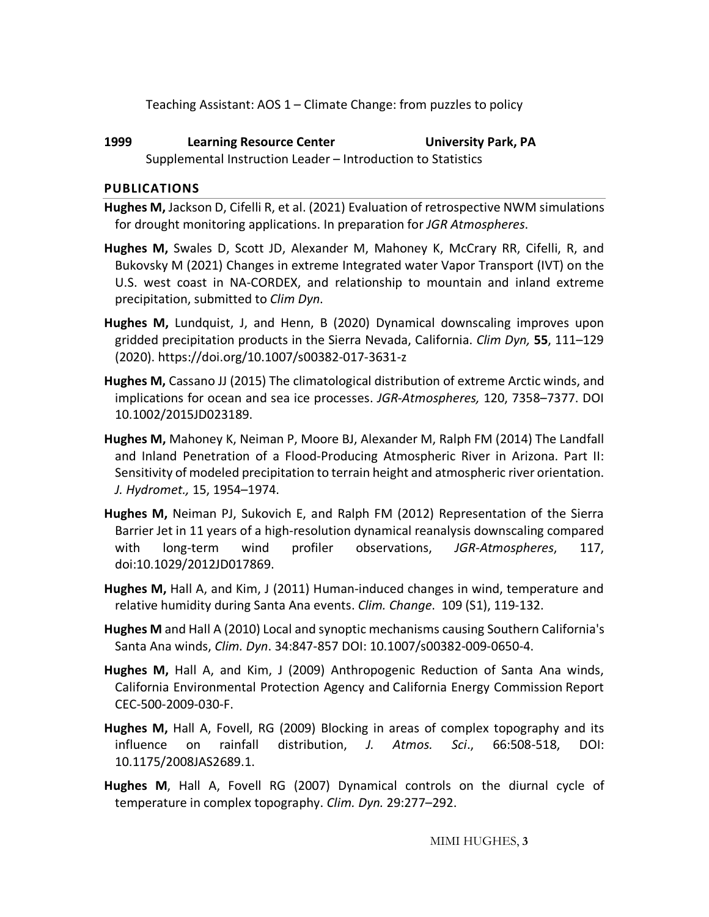Teaching Assistant: AOS 1 – Climate Change: from puzzles to policy

**1999 Learning Resource Center University Park, PA**

Supplemental Instruction Leader – Introduction to Statistics

## PUBLICATIONS

**Hughes M,** Jackson D, Cifelli R, et al. (2021) Evaluation of retrospective NWM simulations for drought monitoring applications. In preparation for *JGR Atmospheres*.

**Hughes M,** Swales D, Scott JD, Alexander M, Mahoney K, McCrary RR, Cifelli, R, and Bukovsky M (2021) Changes in extreme Integrated water Vapor Transport (IVT) on the U.S. west coast in NA-CORDEX, and relationship to mountain and inland extreme precipitation, submitted to *Clim Dyn*.

**Hughes M,** Lundquist, J, and Henn, B (2020) Dynamical downscaling improves upon gridded precipitation products in the Sierra Nevada, California. *Clim Dyn,* **55**, 111–129 (2020). https://doi.org/10.1007/s00382-017-3631-z

**Hughes M,** Cassano JJ (2015) The climatological distribution of extreme Arctic winds, and implications for ocean and sea ice processes. *JGR-Atmospheres,* 120, 7358–7377. DOI 10.1002/2015JD023189.

**Hughes M,** Mahoney K, Neiman P, Moore BJ, Alexander M, Ralph FM (2014) The Landfall and Inland Penetration of a Flood-Producing Atmospheric River in Arizona. Part II: Sensitivity of modeled precipitation to terrain height and atmospheric river orientation. *J. Hydromet.,* 15, 1954–1974.

**Hughes M,** Neiman PJ, Sukovich E, and Ralph FM (2012) Representation of the Sierra Barrier Jet in 11 years of a high-resolution dynamical reanalysis downscaling compared with long-term wind profiler observations, *JGR-Atmospheres*, 117, doi:10.1029/2012JD017869.

**Hughes M,** Hall A, and Kim, J (2011) Human-induced changes in wind, temperature and relative humidity during Santa Ana events. *Clim. Change*. 109 (S1), 119-132.

**Hughes M** and Hall A (2010) Local and synoptic mechanisms causing Southern California's Santa Ana winds, *Clim. Dyn*. 34:847-857 DOI: 10.1007/s00382-009-0650-4.

**Hughes M,** Hall A, and Kim, J (2009) Anthropogenic Reduction of Santa Ana winds, California Environmental Protection Agency and California Energy Commission Report CEC-500-2009-030-F.

**Hughes M,** Hall A, Fovell, RG (2009) Blocking in areas of complex topography and its influence on rainfall distribution, *J. Atmos. Sci*., 66:508-518, DOI: 10.1175/2008JAS2689.1.

**Hughes M**, Hall A, Fovell RG (2007) Dynamical controls on the diurnal cycle of temperature in complex topography. *Clim. Dyn.* 29:277–292.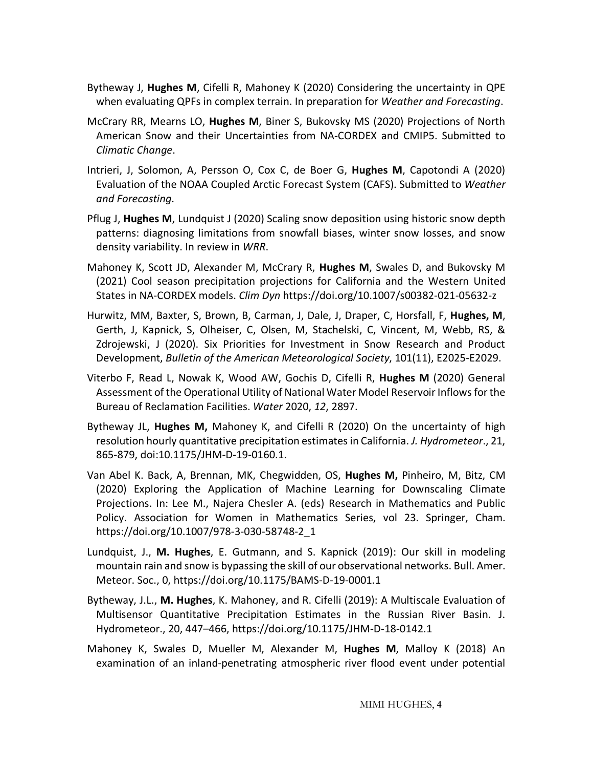Bytheway J, **Hughes M**, Cifelli R, Mahoney K (2020) Considering the uncertainty in QPE when evaluating QPFs in complex terrain. In preparation for *Weather and Forecasting*.

McCrary RR, Mearns LO, **Hughes M**, Biner S, Bukovsky MS (2020) Projections of North American Snow and their Uncertainties from NA-CORDEX and CMIP5. Submitted to *Climatic Change*.

Intrieri, J, Solomon, A, Persson O, Cox C, de Boer G, **Hughes M**, Capotondi A (2020) Evaluation of the NOAA Coupled Arctic Forecast System (CAFS). Submitted to *Weather and Forecasting.*

Pflug J, **Hughes M**, Lundquist J (2020) Scaling snow deposition using historic snow depth patterns: diagnosing limitations from snowfall biases, winter snow losses, and snow density variability. In review in *WRR*.

Mahoney K, Scott JD, Alexander M, McCrary R, **Hughes M**, Swales D, and Bukovsky M (2021) Cool season precipitation projections for California and the Western United States in NA-CORDEX models. *Clim Dyn* https://doi.org/10.1007/s00382-021-05632-z

Hurwitz, MM, Baxter, S, Brown, B, Carman, J, Dale, J, Draper, C, Horsfall, F, **Hughes, M**, Gerth, J, Kapnick, S, Olheiser, C, Olsen, M, Stachelski, C, Vincent, M, Webb, RS, & Zdrojewski, J (2020). Six Priorities for Investment in Snow Research and Product Development, *Bulletin of the American Meteorological Society*, 101(11), E2025-E2029.

Viterbo F, Read L, Nowak K, Wood AW, Gochis D, Cifelli R, **Hughes M** (2020) General Assessment of the Operational Utility of National Water Model Reservoir Inflows for the Bureau of Reclamation Facilities. *Water* 2020, *12*, 2897.

Bytheway JL, **Hughes M,** Mahoney K, and Cifelli R (2020) On the uncertainty of high resolution hourly quantitative precipitation estimates in California. *J. Hydrometeor*., 21, 865-879, doi:10.1175/JHM-D-19-0160.1.

Van Abel K. Back, A, Brennan, MK, Chegwidden, OS, **Hughes M,** Pinheiro, M, Bitz, CM (2020) Exploring the Application of Machine Learning for Downscaling Climate Projections. In: Lee M., Najera Chesler A. (eds) Research in Mathematics and Public Policy. Association for Women in Mathematics Series, vol 23. Springer, Cham. https://doi.org/10.1007/978-3-030-58748-2_1

Lundquist, J., **M. Hughes**, E. Gutmann, and S. Kapnick (2019): Our skill in modeling mountain rain and snow is bypassing the skill of our observational networks. Bull. Amer. Meteor. Soc., 0, https://doi.org/10.1175/BAMS-D-19-0001.1

Bytheway, J.L., **M. Hughes**, K. Mahoney, and R. Cifelli (2019): A Multiscale Evaluation of Multisensor Quantitative Precipitation Estimates in the Russian River Basin. J. Hydrometeor., 20, 447–466, https://doi.org/10.1175/JHM-D-18-0142.1

Mahoney K, Swales D, Mueller M, Alexander M, **Hughes M**, Malloy K (2018) An examination of an inland-penetrating atmospheric river flood event under potential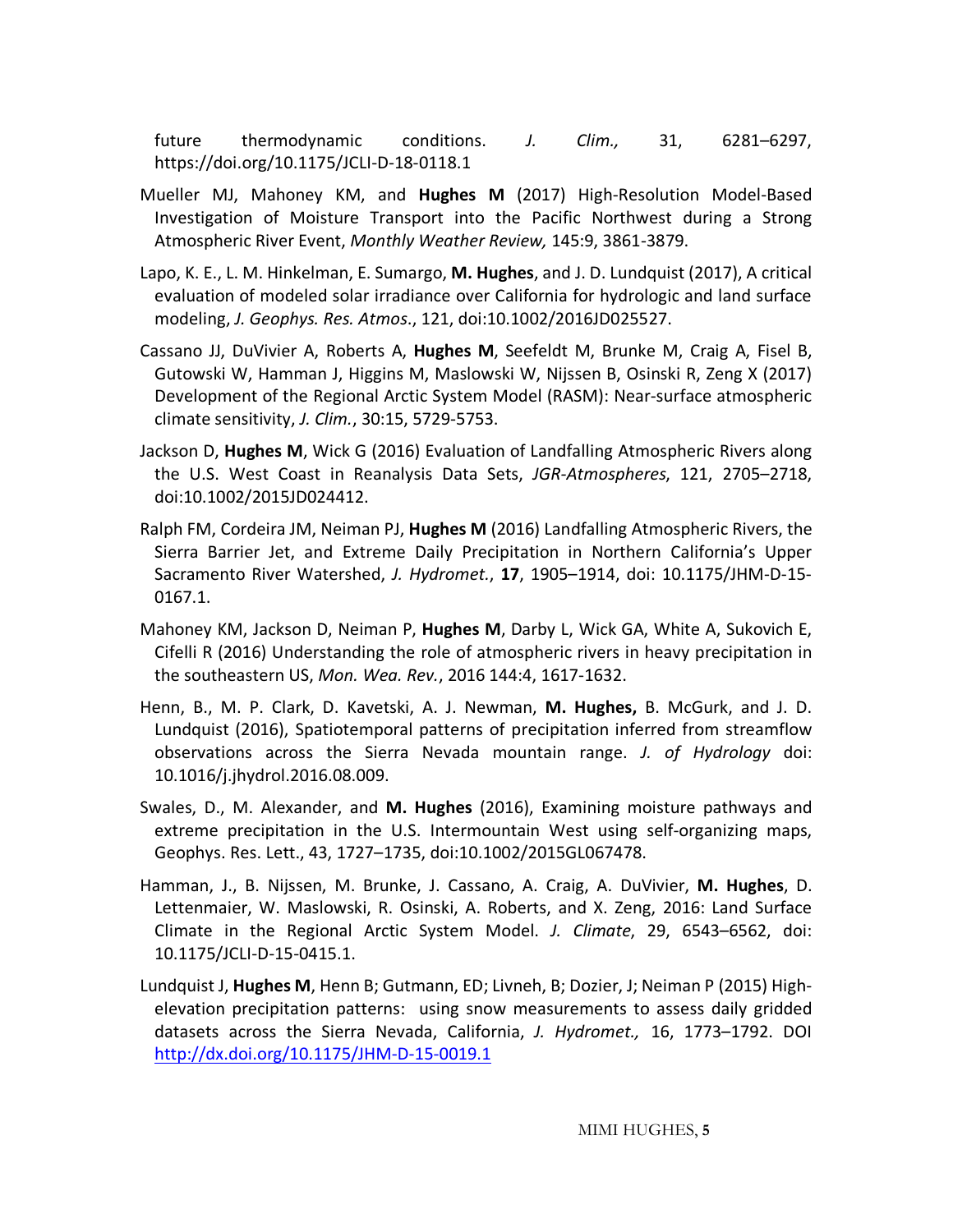future thermodynamic conditions. *J. Clim.,* 31, 6281–6297, https://doi.org/10.1175/JCLI-D-18-0118.1

Mueller MJ, Mahoney KM, and **Hughes M** (2017) High-Resolution Model-Based Investigation of Moisture Transport into the Pacific Northwest during a Strong Atmospheric River Event, *Monthly Weather Review,* 145:9, 3861-3879.

Lapo, K. E., L. M. Hinkelman, E. Sumargo, **M. Hughes**, and J. D. Lundquist (2017), A critical evaluation of modeled solar irradiance over California for hydrologic and land surface modeling, *J. Geophys. Res. Atmos*., 121, doi:10.1002/2016JD025527.

Cassano JJ, DuVivier A, Roberts A, **Hughes M**, Seefeldt M, Brunke M, Craig A, Fisel B, Gutowski W, Hamman J, Higgins M, Maslowski W, Nijssen B, Osinski R, Zeng X (2017) Development of the Regional Arctic System Model (RASM): Near-surface atmospheric climate sensitivity, *J. Clim.*, 30:15, 5729-5753.

Jackson D, **Hughes M**, Wick G (2016) Evaluation of Landfalling Atmospheric Rivers along the U.S. West Coast in Reanalysis Data Sets, *JGR-Atmospheres*, 121, 2705–2718, doi:10.1002/2015JD024412.

Ralph FM, Cordeira JM, Neiman PJ, **Hughes M** (2016) Landfalling Atmospheric Rivers, the Sierra Barrier Jet, and Extreme Daily Precipitation in Northern California's Upper Sacramento River Watershed, *J. Hydromet.*, **17**, 1905–1914, doi: 10.1175/JHM-D-15-0167.1.

Mahoney KM, Jackson D, Neiman P, **Hughes M**, Darby L, Wick GA, White A, Sukovich E, Cifelli R (2016) Understanding the role of atmospheric rivers in heavy precipitation in the southeastern US, *Mon. Wea. Rev.*, 2016 144:4, 1617-1632.

Henn, B., M. P. Clark, D. Kavetski, A. J. Newman, **M. Hughes,** B. McGurk, and J. D. Lundquist (2016), Spatiotemporal patterns of precipitation inferred from streamflow observations across the Sierra Nevada mountain range. *J. of Hydrology* doi: 10.1016/j.jhydrol.2016.08.009.

Swales, D., M. Alexander, and **M. Hughes** (2016), Examining moisture pathways and extreme precipitation in the U.S. Intermountain West using self-organizing maps, Geophys. Res. Lett., 43, 1727–1735, doi:10.1002/2015GL067478.

Hamman, J., B. Nijssen, M. Brunke, J. Cassano, A. Craig, A. DuVivier, **M. Hughes**, D. Lettenmaier, W. Maslowski, R. Osinski, A. Roberts, and X. Zeng, 2016: Land Surface Climate in the Regional Arctic System Model. *J. Climate*, 29, 6543–6562, doi: 10.1175/JCLI-D-15-0415.1.

Lundquist J, **Hughes M**, Henn B; Gutmann, ED; Livneh, B; Dozier, J; Neiman P (2015) High-elevation precipitation patterns: using snow measurements to assess daily gridded datasets across the Sierra Nevada, California, *J. Hydromet.,* 16, 1773–1792. DOI [http://dx.doi.org/10.1175/JHM-D-15-0019.1](http://dx.doi.org/10.1175/JHM-D-15-0019.1)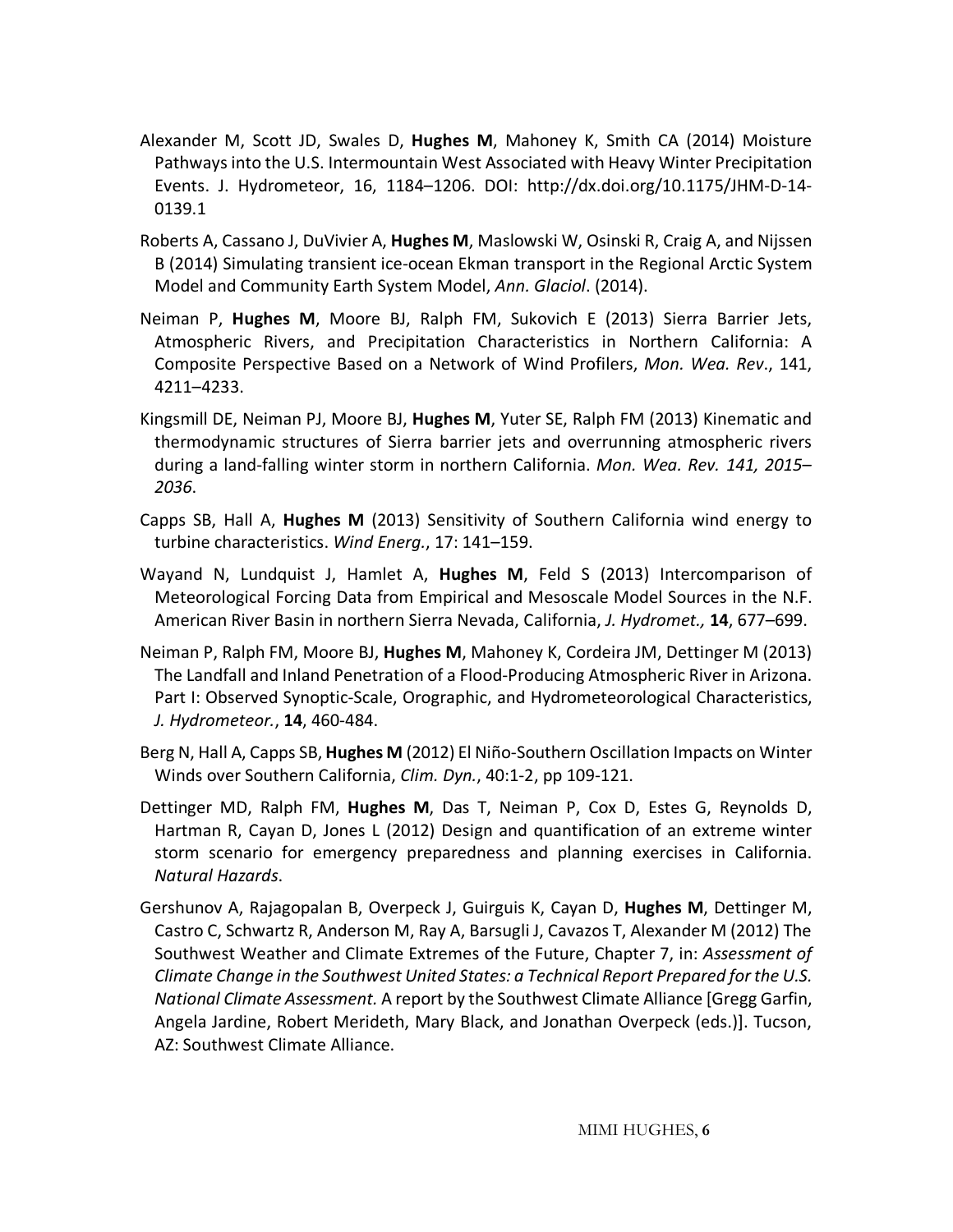Alexander M, Scott JD, Swales D, **Hughes M**, Mahoney K, Smith CA (2014) Moisture Pathways into the U.S. Intermountain West Associated with Heavy Winter Precipitation Events. J. Hydrometeor, 16, 1184–1206. DOI: http://dx.doi.org/10.1175/JHM-D-14-0139.1

Roberts A, Cassano J, DuVivier A, **Hughes M**, Maslowski W, Osinski R, Craig A, and Nijssen B (2014) Simulating transient ice-ocean Ekman transport in the Regional Arctic System Model and Community Earth System Model, *Ann. Glaciol*. (2014).

Neiman P, **Hughes M**, Moore BJ, Ralph FM, Sukovich E (2013) Sierra Barrier Jets, Atmospheric Rivers, and Precipitation Characteristics in Northern California: A Composite Perspective Based on a Network of Wind Profilers, *Mon. Wea. Rev*., 141, 4211–4233.

Kingsmill DE, Neiman PJ, Moore BJ, **Hughes M**, Yuter SE, Ralph FM (2013) Kinematic and thermodynamic structures of Sierra barrier jets and overrunning atmospheric rivers during a land-falling winter storm in northern California. *Mon. Wea. Rev. 141, 2015–2036*.

Capps SB, Hall A, **Hughes M** (2013) Sensitivity of Southern California wind energy to turbine characteristics. *Wind Energ.*, 17: 141–159.

Wayand N, Lundquist J, Hamlet A, **Hughes M**, Feld S (2013) Intercomparison of Meteorological Forcing Data from Empirical and Mesoscale Model Sources in the N.F. American River Basin in northern Sierra Nevada, California, *J. Hydromet.,* **14**, 677–699.

Neiman P, Ralph FM, Moore BJ, **Hughes M**, Mahoney K, Cordeira JM, Dettinger M (2013) The Landfall and Inland Penetration of a Flood-Producing Atmospheric River in Arizona. Part I: Observed Synoptic-Scale, Orographic, and Hydrometeorological Characteristics, *J. Hydrometeor.*, **14**, 460-484.

Berg N, Hall A, Capps SB, **Hughes M** (2012) El Niño-Southern Oscillation Impacts on Winter Winds over Southern California, *Clim. Dyn.*, 40:1-2, pp 109-121.

Dettinger MD, Ralph FM, **Hughes M**, Das T, Neiman P, Cox D, Estes G, Reynolds D, Hartman R, Cayan D, Jones L (2012) Design and quantification of an extreme winter storm scenario for emergency preparedness and planning exercises in California. *Natural Hazards*.

Gershunov A, Rajagopalan B, Overpeck J, Guirguis K, Cayan D, **Hughes M**, Dettinger M, Castro C, Schwartz R, Anderson M, Ray A, Barsugli J, Cavazos T, Alexander M (2012) The Southwest Weather and Climate Extremes of the Future, Chapter 7, in: *Assessment of Climate Change in the Southwest United States: a Technical Report Prepared for the U.S. National Climate Assessment.* A report by the Southwest Climate Alliance [Gregg Garfin, Angela Jardine, Robert Merideth, Mary Black, and Jonathan Overpeck (eds.)]. Tucson, AZ: Southwest Climate Alliance.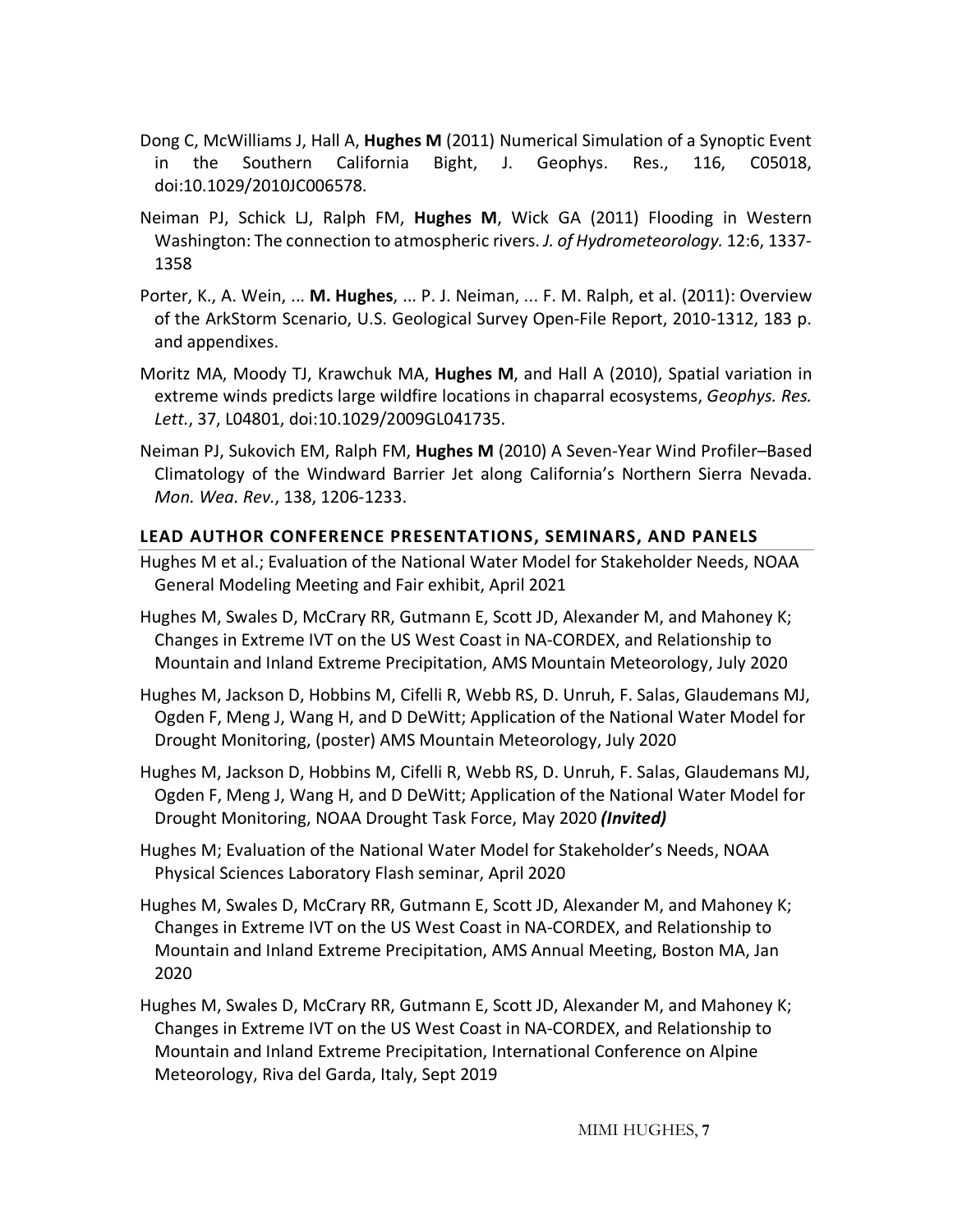Dong C, McWilliams J, Hall A, **Hughes M** (2011) Numerical Simulation of a Synoptic Event in the Southern California Bight, J. Geophys. Res., 116, C05018, doi:10.1029/2010JC006578.

Neiman PJ, Schick LJ, Ralph FM, **Hughes M**, Wick GA (2011) Flooding in Western Washington: The connection to atmospheric rivers. *J. of Hydrometeorology.* 12:6, 1337-1358

Porter, K., A. Wein, ... **M. Hughes**, ... P. J. Neiman, ... F. M. Ralph, et al. (2011): Overview of the ArkStorm Scenario, U.S. Geological Survey Open-File Report, 2010-1312, 183 p. and appendixes.

Moritz MA, Moody TJ, Krawchuk MA, **Hughes M**, and Hall A (2010), Spatial variation in extreme winds predicts large wildfire locations in chaparral ecosystems, *Geophys. Res. Lett.*, 37, L04801, doi:10.1029/2009GL041735.

Neiman PJ, Sukovich EM, Ralph FM, **Hughes M** (2010) A Seven-Year Wind Profiler–Based Climatology of the Windward Barrier Jet along California's Northern Sierra Nevada. *Mon. Wea. Rev.*, 138, 1206-1233.

## LEAD AUTHOR CONFERENCE PRESENTATIONS, SEMINARS, AND PANELS

Hughes M et al.; Evaluation of the National Water Model for Stakeholder Needs, NOAA General Modeling Meeting and Fair exhibit, April 2021

Hughes M, Swales D, McCrary RR, Gutmann E, Scott JD, Alexander M, and Mahoney K; Changes in Extreme IVT on the US West Coast in NA-CORDEX, and Relationship to Mountain and Inland Extreme Precipitation, AMS Mountain Meteorology, July 2020

Hughes M, Jackson D, Hobbins M, Cifelli R, Webb RS, D. Unruh, F. Salas, Glaudemans MJ, Ogden F, Meng J, Wang H, and D DeWitt; Application of the National Water Model for Drought Monitoring, (poster) AMS Mountain Meteorology, July 2020

Hughes M, Jackson D, Hobbins M, Cifelli R, Webb RS, D. Unruh, F. Salas, Glaudemans MJ, Ogden F, Meng J, Wang H, and D DeWitt; Application of the National Water Model for Drought Monitoring, NOAA Drought Task Force, May 2020 ***(Invited)***

Hughes M; Evaluation of the National Water Model for Stakeholder's Needs, NOAA Physical Sciences Laboratory Flash seminar, April 2020

Hughes M, Swales D, McCrary RR, Gutmann E, Scott JD, Alexander M, and Mahoney K; Changes in Extreme IVT on the US West Coast in NA-CORDEX, and Relationship to Mountain and Inland Extreme Precipitation, AMS Annual Meeting, Boston MA, Jan 2020

Hughes M, Swales D, McCrary RR, Gutmann E, Scott JD, Alexander M, and Mahoney K; Changes in Extreme IVT on the US West Coast in NA-CORDEX, and Relationship to Mountain and Inland Extreme Precipitation, International Conference on Alpine Meteorology, Riva del Garda, Italy, Sept 2019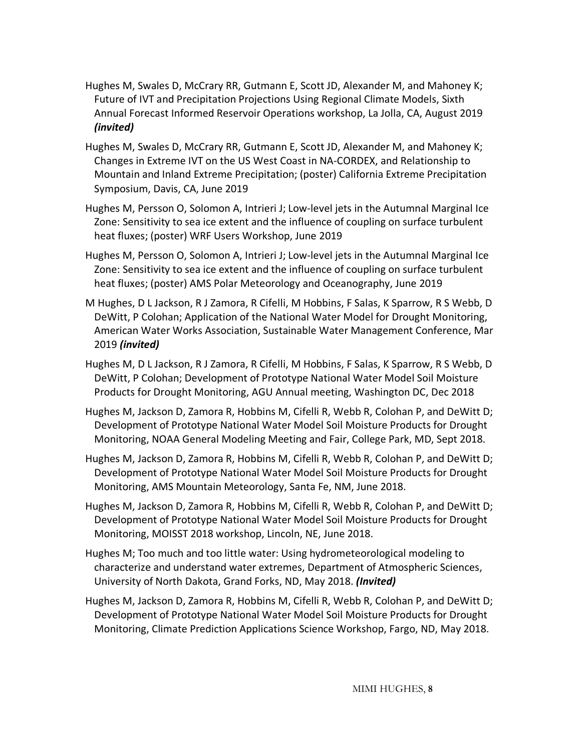Hughes M, Swales D, McCrary RR, Gutmann E, Scott JD, Alexander M, and Mahoney K; Future of IVT and Precipitation Projections Using Regional Climate Models, Sixth Annual Forecast Informed Reservoir Operations workshop, La Jolla, CA, August 2019 ***(invited)***

Hughes M, Swales D, McCrary RR, Gutmann E, Scott JD, Alexander M, and Mahoney K; Changes in Extreme IVT on the US West Coast in NA-CORDEX, and Relationship to Mountain and Inland Extreme Precipitation; (poster) California Extreme Precipitation Symposium, Davis, CA, June 2019

Hughes M, Persson O, Solomon A, Intrieri J; Low-level jets in the Autumnal Marginal Ice Zone: Sensitivity to sea ice extent and the influence of coupling on surface turbulent heat fluxes; (poster) WRF Users Workshop, June 2019

Hughes M, Persson O, Solomon A, Intrieri J; Low-level jets in the Autumnal Marginal Ice Zone: Sensitivity to sea ice extent and the influence of coupling on surface turbulent heat fluxes; (poster) AMS Polar Meteorology and Oceanography, June 2019

M Hughes, D L Jackson, R J Zamora, R Cifelli, M Hobbins, F Salas, K Sparrow, R S Webb, D DeWitt, P Colohan; Application of the National Water Model for Drought Monitoring, American Water Works Association, Sustainable Water Management Conference, Mar 2019 ***(invited)***

Hughes M, D L Jackson, R J Zamora, R Cifelli, M Hobbins, F Salas, K Sparrow, R S Webb, D DeWitt, P Colohan; Development of Prototype National Water Model Soil Moisture Products for Drought Monitoring, AGU Annual meeting, Washington DC, Dec 2018

Hughes M, Jackson D, Zamora R, Hobbins M, Cifelli R, Webb R, Colohan P, and DeWitt D; Development of Prototype National Water Model Soil Moisture Products for Drought Monitoring, NOAA General Modeling Meeting and Fair, College Park, MD, Sept 2018.

Hughes M, Jackson D, Zamora R, Hobbins M, Cifelli R, Webb R, Colohan P, and DeWitt D; Development of Prototype National Water Model Soil Moisture Products for Drought Monitoring, AMS Mountain Meteorology, Santa Fe, NM, June 2018.

Hughes M, Jackson D, Zamora R, Hobbins M, Cifelli R, Webb R, Colohan P, and DeWitt D; Development of Prototype National Water Model Soil Moisture Products for Drought Monitoring, MOISST 2018 workshop, Lincoln, NE, June 2018.

Hughes M; Too much and too little water: Using hydrometeorological modeling to characterize and understand water extremes, Department of Atmospheric Sciences, University of North Dakota, Grand Forks, ND, May 2018. ***(Invited)***

Hughes M, Jackson D, Zamora R, Hobbins M, Cifelli R, Webb R, Colohan P, and DeWitt D; Development of Prototype National Water Model Soil Moisture Products for Drought Monitoring, Climate Prediction Applications Science Workshop, Fargo, ND, May 2018.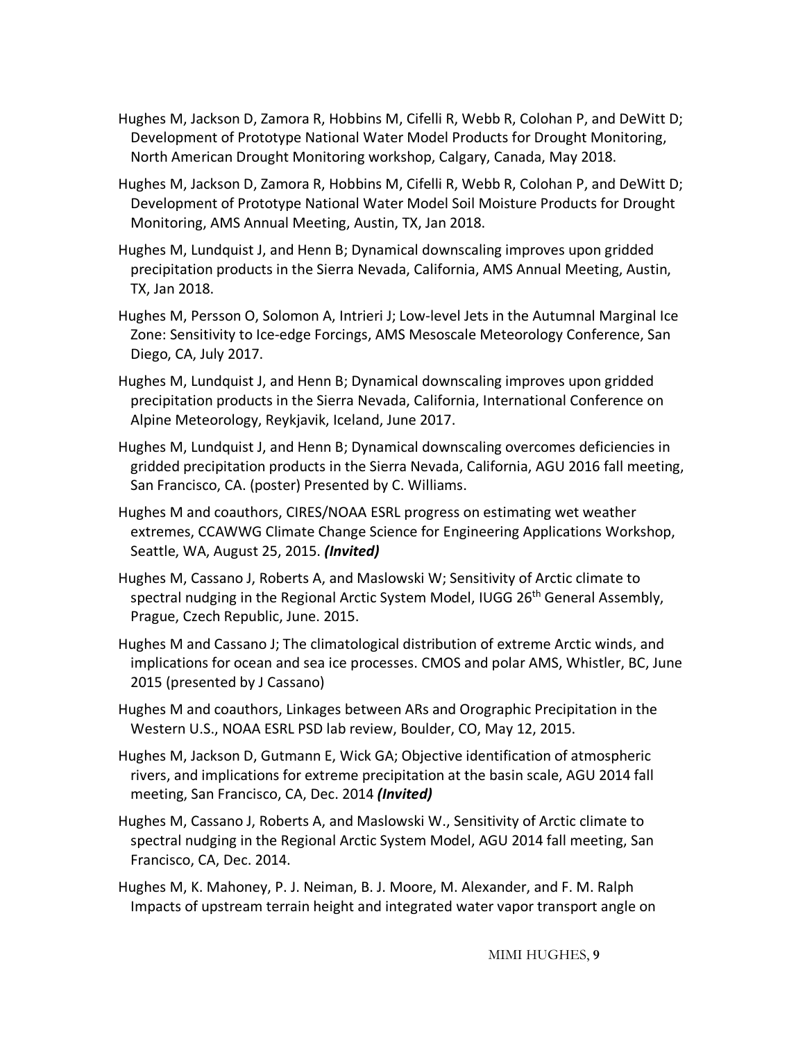Hughes M, Jackson D, Zamora R, Hobbins M, Cifelli R, Webb R, Colohan P, and DeWitt D; Development of Prototype National Water Model Products for Drought Monitoring, North American Drought Monitoring workshop, Calgary, Canada, May 2018.

Hughes M, Jackson D, Zamora R, Hobbins M, Cifelli R, Webb R, Colohan P, and DeWitt D; Development of Prototype National Water Model Soil Moisture Products for Drought Monitoring, AMS Annual Meeting, Austin, TX, Jan 2018.

Hughes M, Lundquist J, and Henn B; Dynamical downscaling improves upon gridded precipitation products in the Sierra Nevada, California, AMS Annual Meeting, Austin, TX, Jan 2018.

Hughes M, Persson O, Solomon A, Intrieri J; Low-level Jets in the Autumnal Marginal Ice Zone: Sensitivity to Ice-edge Forcings, AMS Mesoscale Meteorology Conference, San Diego, CA, July 2017.

Hughes M, Lundquist J, and Henn B; Dynamical downscaling improves upon gridded precipitation products in the Sierra Nevada, California, International Conference on Alpine Meteorology, Reykjavik, Iceland, June 2017.

Hughes M, Lundquist J, and Henn B; Dynamical downscaling overcomes deficiencies in gridded precipitation products in the Sierra Nevada, California, AGU 2016 fall meeting, San Francisco, CA. (poster) Presented by C. Williams.

Hughes M and coauthors, CIRES/NOAA ESRL progress on estimating wet weather extremes, CCAWWG Climate Change Science for Engineering Applications Workshop, Seattle, WA, August 25, 2015. ***(Invited)***

Hughes M, Cassano J, Roberts A, and Maslowski W; Sensitivity of Arctic climate to spectral nudging in the Regional Arctic System Model, IUGG 26th General Assembly, Prague, Czech Republic, June. 2015.

Hughes M and Cassano J; The climatological distribution of extreme Arctic winds, and implications for ocean and sea ice processes. CMOS and polar AMS, Whistler, BC, June 2015 (presented by J Cassano)

Hughes M and coauthors, Linkages between ARs and Orographic Precipitation in the Western U.S., NOAA ESRL PSD lab review, Boulder, CO, May 12, 2015.

Hughes M, Jackson D, Gutmann E, Wick GA; Objective identification of atmospheric rivers, and implications for extreme precipitation at the basin scale, AGU 2014 fall meeting, San Francisco, CA, Dec. 2014 ***(Invited)***

Hughes M, Cassano J, Roberts A, and Maslowski W., Sensitivity of Arctic climate to spectral nudging in the Regional Arctic System Model, AGU 2014 fall meeting, San Francisco, CA, Dec. 2014.

Hughes M, K. Mahoney, P. J. Neiman, B. J. Moore, M. Alexander, and F. M. Ralph Impacts of upstream terrain height and integrated water vapor transport angle on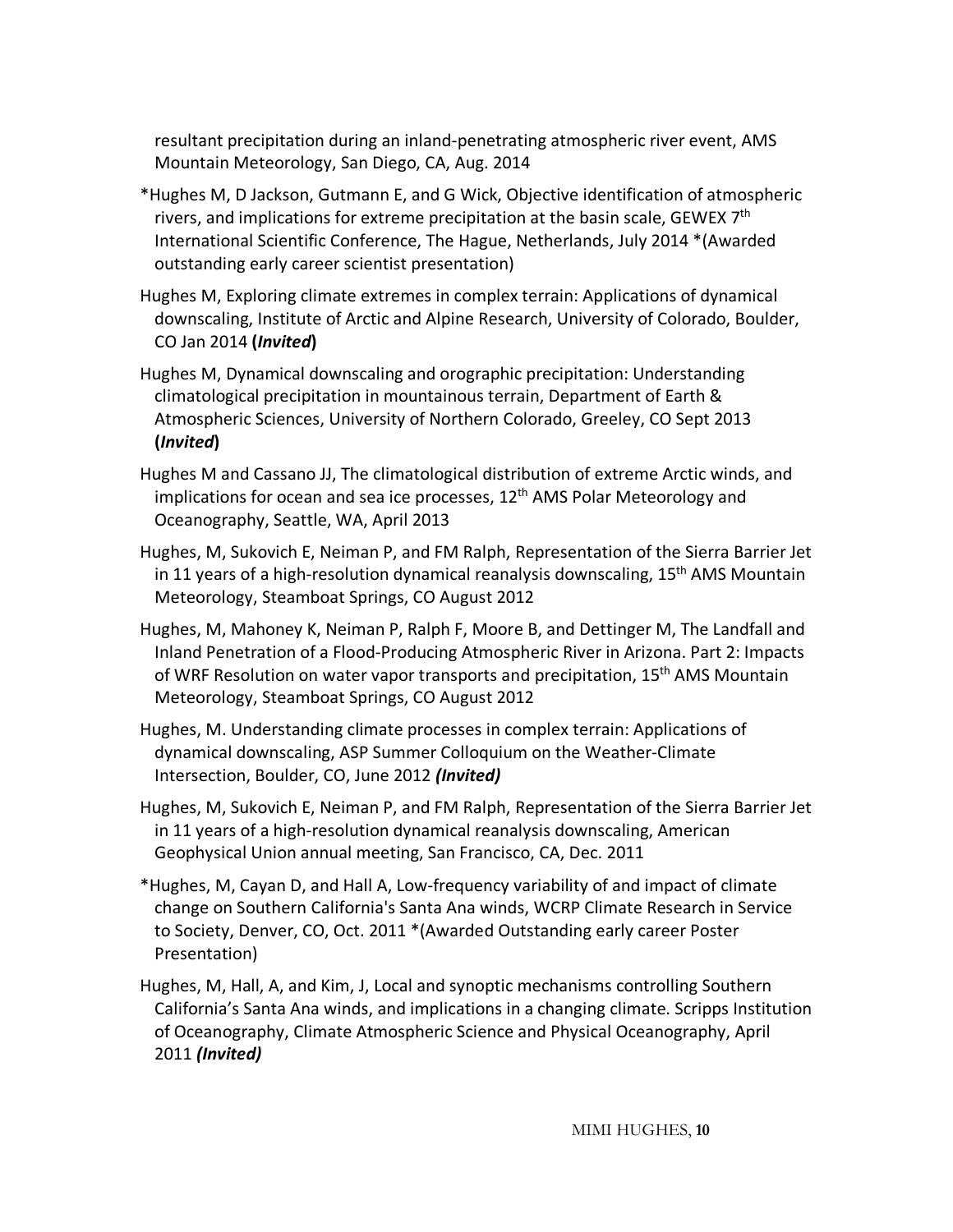resultant precipitation during an inland-penetrating atmospheric river event, AMS Mountain Meteorology, San Diego, CA, Aug. 2014

*Hughes M, D Jackson, Gutmann E, and G Wick, Objective identification of atmospheric rivers, and implications for extreme precipitation at the basin scale, GEWEX 7th International Scientific Conference, The Hague, Netherlands, July 2014 *(Awarded outstanding early career scientist presentation)

Hughes M, Exploring climate extremes in complex terrain: Applications of dynamical downscaling, Institute of Arctic and Alpine Research, University of Colorado, Boulder, CO Jan 2014 **(*Invited*)**

Hughes M, Dynamical downscaling and orographic precipitation: Understanding climatological precipitation in mountainous terrain, Department of Earth & Atmospheric Sciences, University of Northern Colorado, Greeley, CO Sept 2013 **(*Invited*)**

Hughes M and Cassano JJ, The climatological distribution of extreme Arctic winds, and implications for ocean and sea ice processes, 12th AMS Polar Meteorology and Oceanography, Seattle, WA, April 2013

Hughes, M, Sukovich E, Neiman P, and FM Ralph, Representation of the Sierra Barrier Jet in 11 years of a high-resolution dynamical reanalysis downscaling, 15th AMS Mountain Meteorology, Steamboat Springs, CO August 2012

Hughes, M, Mahoney K, Neiman P, Ralph F, Moore B, and Dettinger M, The Landfall and Inland Penetration of a Flood-Producing Atmospheric River in Arizona. Part 2: Impacts of WRF Resolution on water vapor transports and precipitation, 15th AMS Mountain Meteorology, Steamboat Springs, CO August 2012

Hughes, M. Understanding climate processes in complex terrain: Applications of dynamical downscaling, ASP Summer Colloquium on the Weather-Climate Intersection, Boulder, CO, June 2012 ***(Invited)***

Hughes, M, Sukovich E, Neiman P, and FM Ralph, Representation of the Sierra Barrier Jet in 11 years of a high-resolution dynamical reanalysis downscaling, American Geophysical Union annual meeting, San Francisco, CA, Dec. 2011

*Hughes, M, Cayan D, and Hall A, Low-frequency variability of and impact of climate change on Southern California's Santa Ana winds, WCRP Climate Research in Service to Society, Denver, CO, Oct. 2011 *(Awarded Outstanding early career Poster Presentation)

Hughes, M, Hall, A, and Kim, J, Local and synoptic mechanisms controlling Southern California's Santa Ana winds, and implications in a changing climate. Scripps Institution of Oceanography, Climate Atmospheric Science and Physical Oceanography, April 2011 ***(Invited)***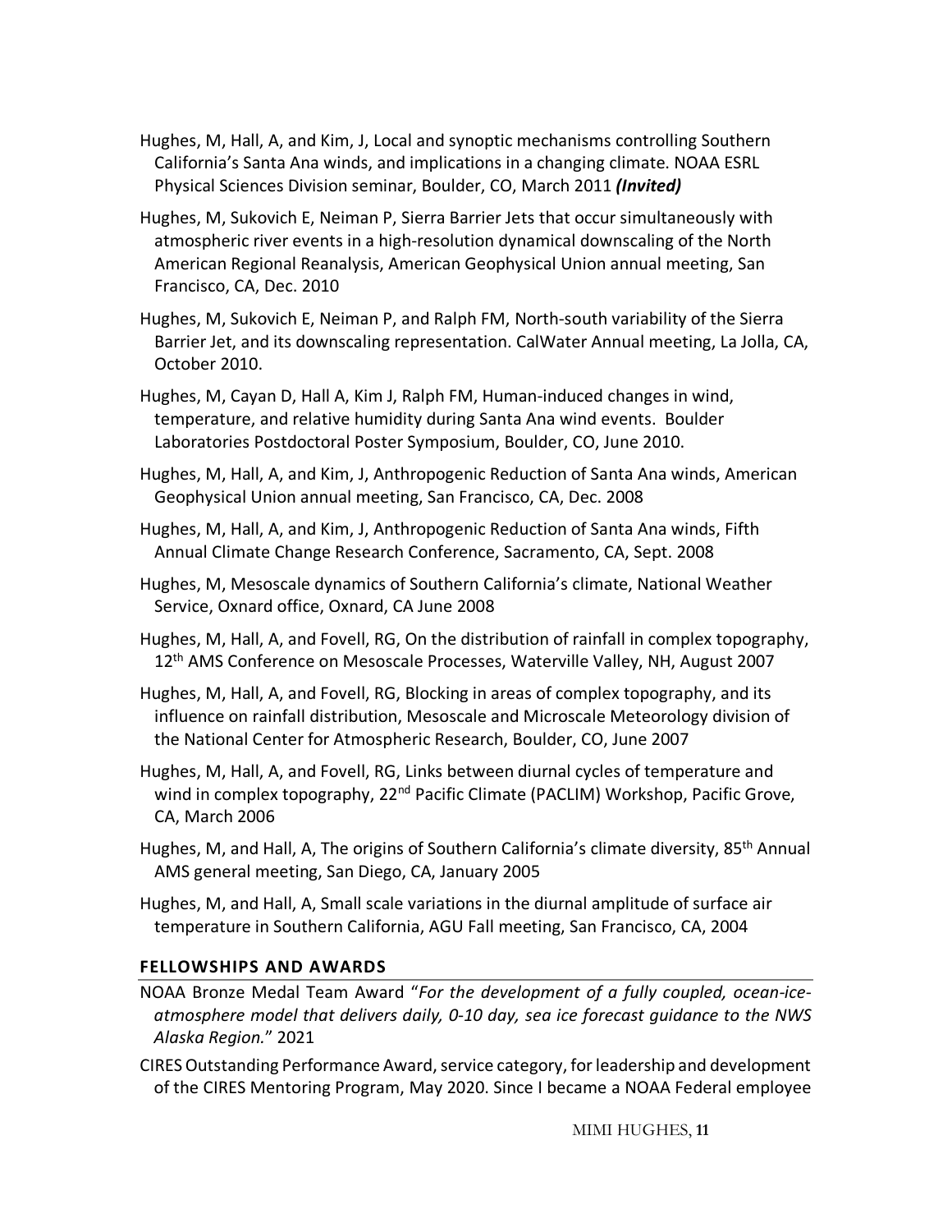Hughes, M, Hall, A, and Kim, J, Local and synoptic mechanisms controlling Southern California's Santa Ana winds, and implications in a changing climate. NOAA ESRL Physical Sciences Division seminar, Boulder, CO, March 2011 ***(Invited)***

Hughes, M, Sukovich E, Neiman P, Sierra Barrier Jets that occur simultaneously with atmospheric river events in a high-resolution dynamical downscaling of the North American Regional Reanalysis, American Geophysical Union annual meeting, San Francisco, CA, Dec. 2010

Hughes, M, Sukovich E, Neiman P, and Ralph FM, North-south variability of the Sierra Barrier Jet, and its downscaling representation. CalWater Annual meeting, La Jolla, CA, October 2010.

Hughes, M, Cayan D, Hall A, Kim J, Ralph FM, Human-induced changes in wind, temperature, and relative humidity during Santa Ana wind events. Boulder Laboratories Postdoctoral Poster Symposium, Boulder, CO, June 2010.

Hughes, M, Hall, A, and Kim, J, Anthropogenic Reduction of Santa Ana winds, American Geophysical Union annual meeting, San Francisco, CA, Dec. 2008

Hughes, M, Hall, A, and Kim, J, Anthropogenic Reduction of Santa Ana winds, Fifth Annual Climate Change Research Conference, Sacramento, CA, Sept. 2008

Hughes, M, Mesoscale dynamics of Southern California's climate, National Weather Service, Oxnard office, Oxnard, CA June 2008

Hughes, M, Hall, A, and Fovell, RG, On the distribution of rainfall in complex topography, 12th AMS Conference on Mesoscale Processes, Waterville Valley, NH, August 2007

Hughes, M, Hall, A, and Fovell, RG, Blocking in areas of complex topography, and its influence on rainfall distribution, Mesoscale and Microscale Meteorology division of the National Center for Atmospheric Research, Boulder, CO, June 2007

Hughes, M, Hall, A, and Fovell, RG, Links between diurnal cycles of temperature and wind in complex topography, 22nd Pacific Climate (PACLIM) Workshop, Pacific Grove, CA, March 2006

Hughes, M, and Hall, A, The origins of Southern California's climate diversity, 85th Annual AMS general meeting, San Diego, CA, January 2005

Hughes, M, and Hall, A, Small scale variations in the diurnal amplitude of surface air temperature in Southern California, AGU Fall meeting, San Francisco, CA, 2004

## FELLOWSHIPS AND AWARDS

NOAA Bronze Medal Team Award "*For the development of a fully coupled, ocean-ice-atmosphere model that delivers daily, 0-10 day, sea ice forecast guidance to the NWS Alaska Region.*" 2021

CIRES Outstanding Performance Award, service category, for leadership and development of the CIRES Mentoring Program, May 2020. Since I became a NOAA Federal employee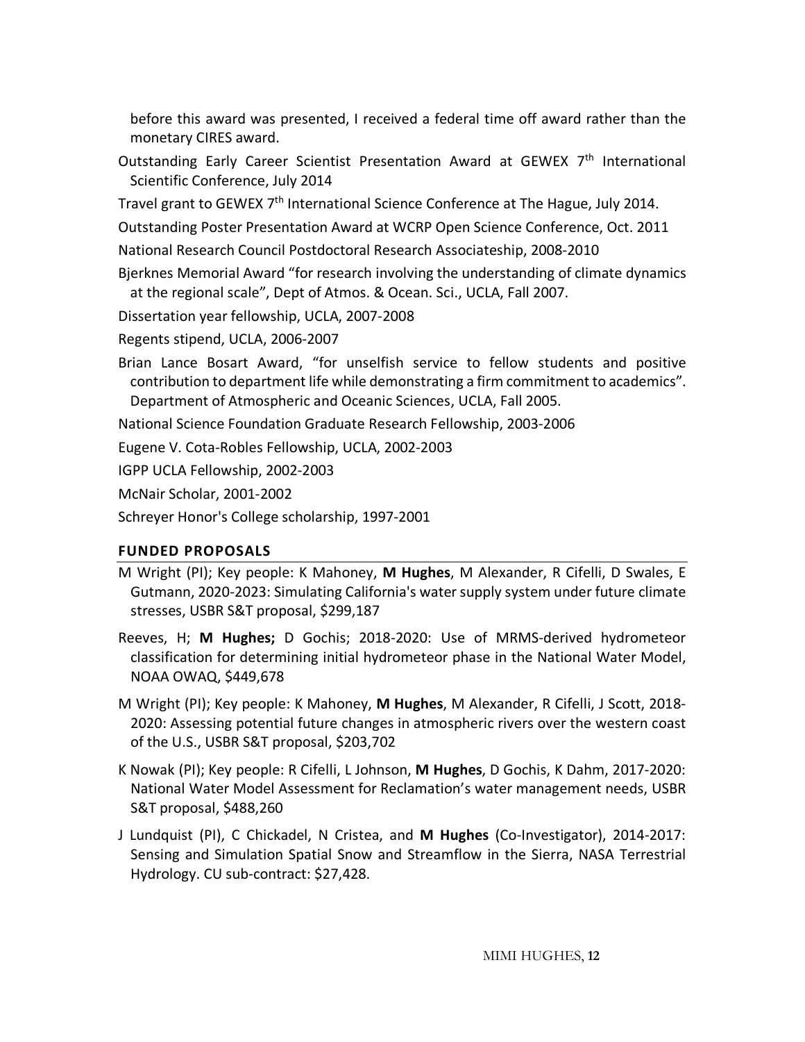before this award was presented, I received a federal time off award rather than the monetary CIRES award.

Outstanding Early Career Scientist Presentation Award at GEWEX 7th International Scientific Conference, July 2014

Travel grant to GEWEX 7th International Science Conference at The Hague, July 2014.

Outstanding Poster Presentation Award at WCRP Open Science Conference, Oct. 2011

National Research Council Postdoctoral Research Associateship, 2008-2010

Bjerknes Memorial Award "for research involving the understanding of climate dynamics at the regional scale", Dept of Atmos. & Ocean. Sci., UCLA, Fall 2007.

Dissertation year fellowship, UCLA, 2007-2008

Regents stipend, UCLA, 2006-2007

Brian Lance Bosart Award, "for unselfish service to fellow students and positive contribution to department life while demonstrating a firm commitment to academics". Department of Atmospheric and Oceanic Sciences, UCLA, Fall 2005.

National Science Foundation Graduate Research Fellowship, 2003-2006

Eugene V. Cota-Robles Fellowship, UCLA, 2002-2003

IGPP UCLA Fellowship, 2002-2003

McNair Scholar, 2001-2002

Schreyer Honor's College scholarship, 1997-2001

## FUNDED PROPOSALS

M Wright (PI); Key people: K Mahoney, **M Hughes**, M Alexander, R Cifelli, D Swales, E Gutmann, 2020-2023: Simulating California's water supply system under future climate stresses, USBR S&T proposal, $299,187

Reeves, H; **M Hughes;** D Gochis; 2018-2020: Use of MRMS-derived hydrometeor classification for determining initial hydrometeor phase in the National Water Model, NOAA OWAQ, $449,678

M Wright (PI); Key people: K Mahoney, **M Hughes**, M Alexander, R Cifelli, J Scott, 2018-2020: Assessing potential future changes in atmospheric rivers over the western coast of the U.S., USBR S&T proposal, $203,702

K Nowak (PI); Key people: R Cifelli, L Johnson, **M Hughes**, D Gochis, K Dahm, 2017-2020: National Water Model Assessment for Reclamation's water management needs, USBR S&T proposal, $488,260

J Lundquist (PI), C Chickadel, N Cristea, and **M Hughes** (Co-Investigator), 2014-2017: Sensing and Simulation Spatial Snow and Streamflow in the Sierra, NASA Terrestrial Hydrology. CU sub-contract: $27,428.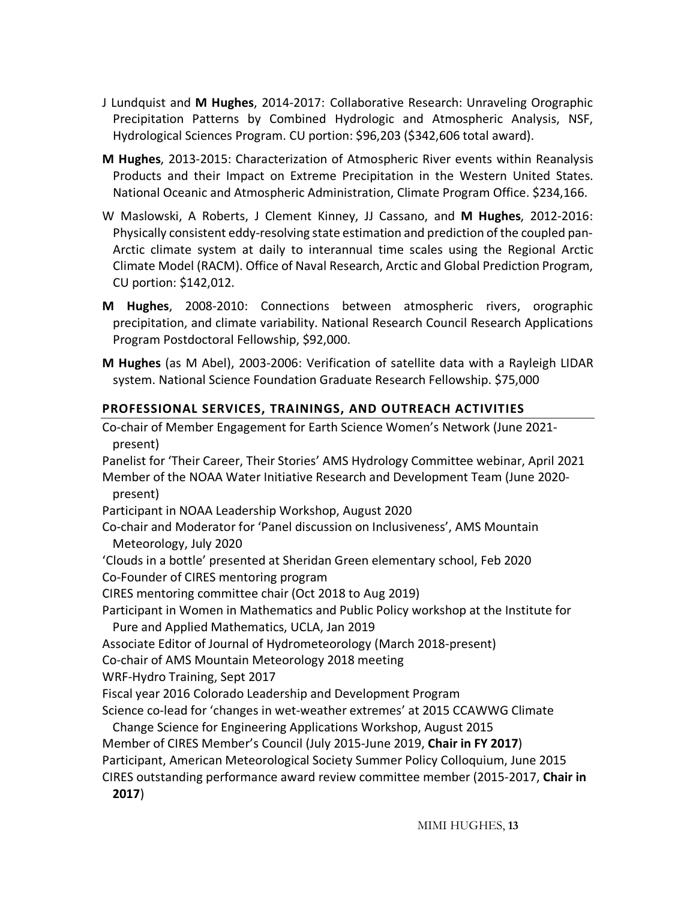J Lundquist and **M Hughes**, 2014-2017: Collaborative Research: Unraveling Orographic Precipitation Patterns by Combined Hydrologic and Atmospheric Analysis, NSF, Hydrological Sciences Program. CU portion: $96,203 ($342,606 total award).

**M Hughes**, 2013-2015: Characterization of Atmospheric River events within Reanalysis Products and their Impact on Extreme Precipitation in the Western United States. National Oceanic and Atmospheric Administration, Climate Program Office. $234,166.

W Maslowski, A Roberts, J Clement Kinney, JJ Cassano, and **M Hughes**, 2012-2016: Physically consistent eddy-resolving state estimation and prediction of the coupled pan-Arctic climate system at daily to interannual time scales using the Regional Arctic Climate Model (RACM). Office of Naval Research, Arctic and Global Prediction Program, CU portion: $142,012.

**M Hughes**, 2008-2010: Connections between atmospheric rivers, orographic precipitation, and climate variability. National Research Council Research Applications Program Postdoctoral Fellowship, $92,000.

**M Hughes** (as M Abel), 2003-2006: Verification of satellite data with a Rayleigh LIDAR system. National Science Foundation Graduate Research Fellowship. $75,000

## PROFESSIONAL SERVICES, TRAININGS, AND OUTREACH ACTIVITIES

Co-chair of Member Engagement for Earth Science Women's Network (June 2021-present)

Panelist for 'Their Career, Their Stories' AMS Hydrology Committee webinar, April 2021

Member of the NOAA Water Initiative Research and Development Team (June 2020-present)

Participant in NOAA Leadership Workshop, August 2020

Co-chair and Moderator for 'Panel discussion on Inclusiveness', AMS Mountain Meteorology, July 2020

'Clouds in a bottle' presented at Sheridan Green elementary school, Feb 2020

Co-Founder of CIRES mentoring program

CIRES mentoring committee chair (Oct 2018 to Aug 2019)

Participant in Women in Mathematics and Public Policy workshop at the Institute for Pure and Applied Mathematics, UCLA, Jan 2019

Associate Editor of Journal of Hydrometeorology (March 2018-present)

Co-chair of AMS Mountain Meteorology 2018 meeting

WRF-Hydro Training, Sept 2017

Fiscal year 2016 Colorado Leadership and Development Program

Science co-lead for 'changes in wet-weather extremes' at 2015 CCAWWG Climate Change Science for Engineering Applications Workshop, August 2015

Member of CIRES Member's Council (July 2015-June 2019, **Chair in FY 2017**)

Participant, American Meteorological Society Summer Policy Colloquium, June 2015

CIRES outstanding performance award review committee member (2015-2017, **Chair in 2017**)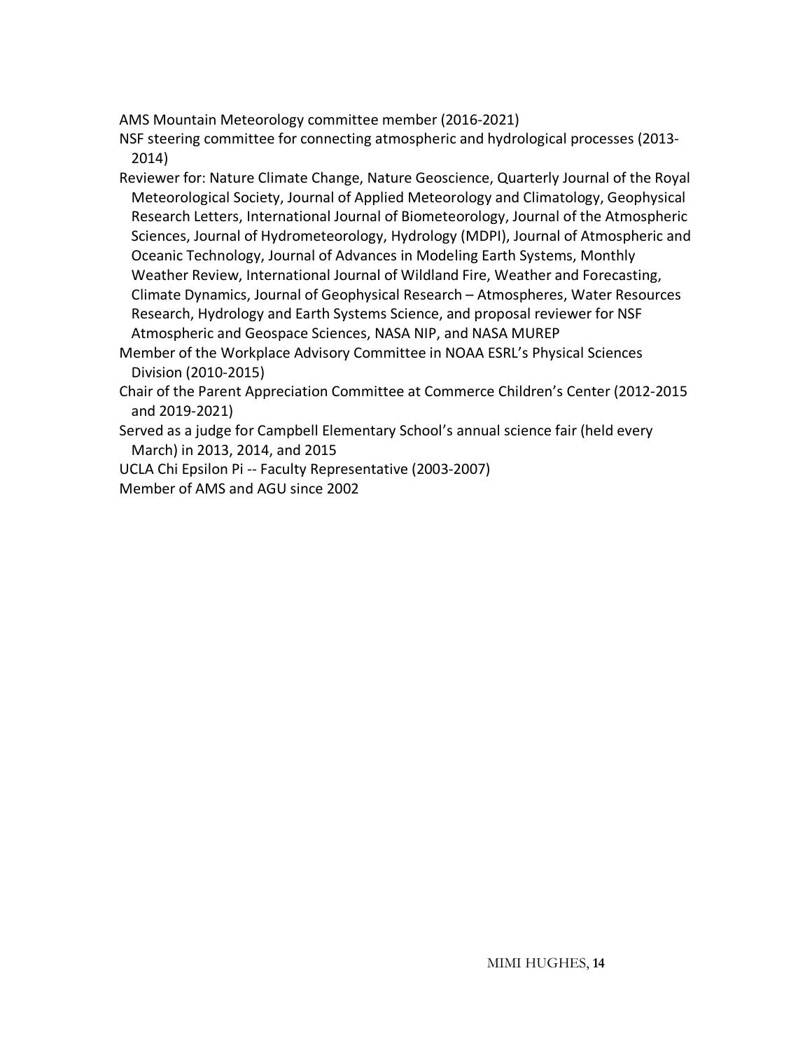AMS Mountain Meteorology committee member (2016-2021)

NSF steering committee for connecting atmospheric and hydrological processes (2013-2014)

Reviewer for: Nature Climate Change, Nature Geoscience, Quarterly Journal of the Royal Meteorological Society, Journal of Applied Meteorology and Climatology, Geophysical Research Letters, International Journal of Biometeorology, Journal of the Atmospheric Sciences, Journal of Hydrometeorology, Hydrology (MDPI), Journal of Atmospheric and Oceanic Technology, Journal of Advances in Modeling Earth Systems, Monthly Weather Review, International Journal of Wildland Fire, Weather and Forecasting, Climate Dynamics, Journal of Geophysical Research – Atmospheres, Water Resources Research, Hydrology and Earth Systems Science, and proposal reviewer for NSF Atmospheric and Geospace Sciences, NASA NIP, and NASA MUREP

Member of the Workplace Advisory Committee in NOAA ESRL's Physical Sciences Division (2010-2015)

Chair of the Parent Appreciation Committee at Commerce Children's Center (2012-2015 and 2019-2021)

Served as a judge for Campbell Elementary School's annual science fair (held every March) in 2013, 2014, and 2015

UCLA Chi Epsilon Pi -- Faculty Representative (2003-2007)

Member of AMS and AGU since 2002